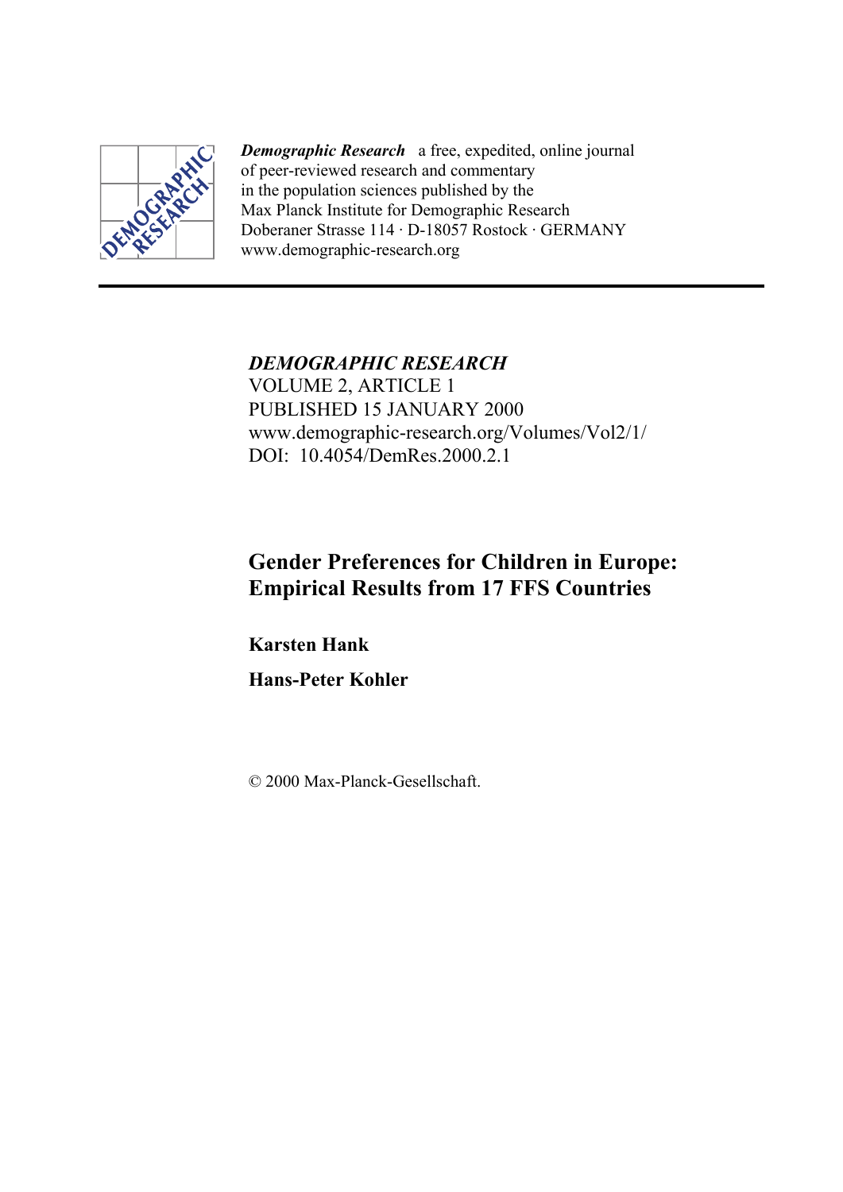*Demographic Research* a free, expedited, online journal
of peer-reviewed research and commentary
in the population sciences published by the
Max Planck Institute for Demographic Research
Doberaner Strasse 114 · D-18057 Rostock · GERMANY
www.demographic-research.org

---

*DEMOGRAPHIC RESEARCH*
VOLUME 2, ARTICLE 1
PUBLISHED 15 JANUARY 2000
www.demographic-research.org/Volumes/Vol2/1/
DOI: 10.4054/DemRes.2000.2.1

# Gender Preferences for Children in Europe: Empirical Results from 17 FFS Countries

**Karsten Hank**

**Hans-Peter Kohler**

© 2000 Max-Planck-Gesellschaft.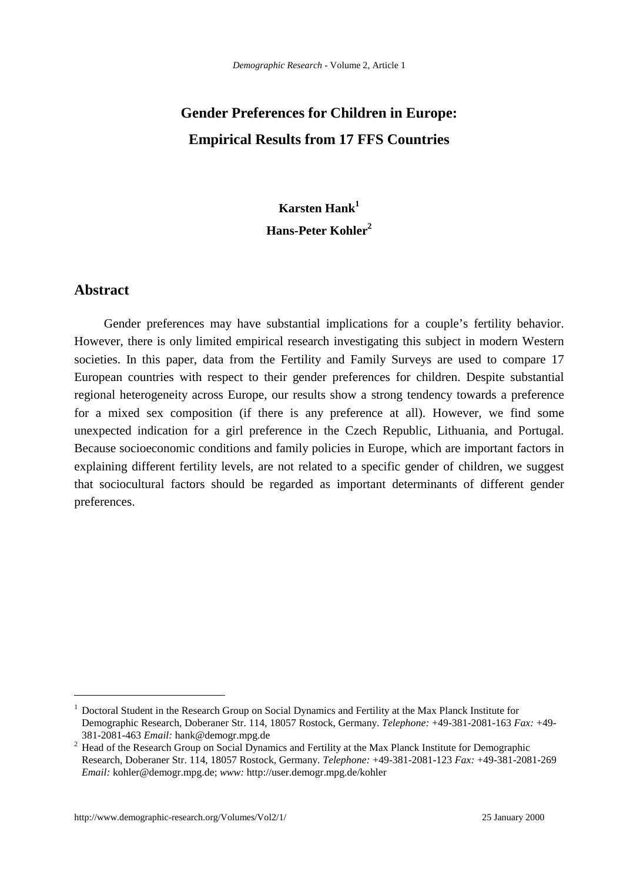# Gender Preferences for Children in Europe: Empirical Results from 17 FFS Countries

**Karsten Hank**[1]

**Hans-Peter Kohler**[2]

## Abstract

Gender preferences may have substantial implications for a couple's fertility behavior. However, there is only limited empirical research investigating this subject in modern Western societies. In this paper, data from the Fertility and Family Surveys are used to compare 17 European countries with respect to their gender preferences for children. Despite substantial regional heterogeneity across Europe, our results show a strong tendency towards a preference for a mixed sex composition (if there is any preference at all). However, we find some unexpected indication for a girl preference in the Czech Republic, Lithuania, and Portugal. Because socioeconomic conditions and family policies in Europe, which are important factors in explaining different fertility levels, are not related to a specific gender of children, we suggest that sociocultural factors should be regarded as important determinants of different gender preferences.

---

[1] Doctoral Student in the Research Group on Social Dynamics and Fertility at the Max Planck Institute for Demographic Research, Doberaner Str. 114, 18057 Rostock, Germany. *Telephone:* +49-381-2081-163 *Fax:* +49-381-2081-463 *Email:* hank@demogr.mpg.de

[2] Head of the Research Group on Social Dynamics and Fertility at the Max Planck Institute for Demographic Research, Doberaner Str. 114, 18057 Rostock, Germany. *Telephone:* +49-381-2081-123 *Fax:* +49-381-2081-269 *Email:* kohler@demogr.mpg.de; *www:* http://user.demogr.mpg.de/kohler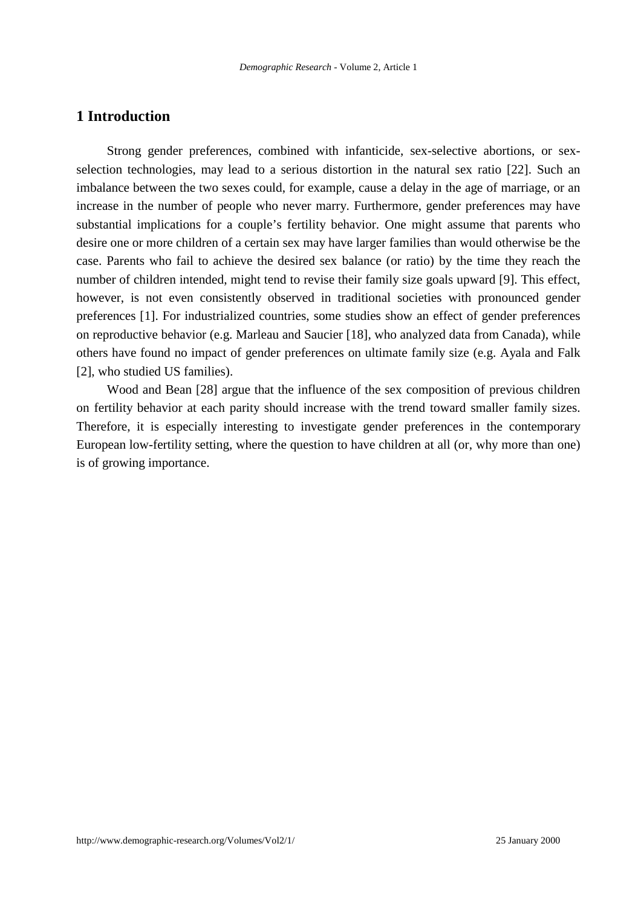# 1 Introduction

Strong gender preferences, combined with infanticide, sex-selective abortions, or sex-selection technologies, may lead to a serious distortion in the natural sex ratio [22]. Such an imbalance between the two sexes could, for example, cause a delay in the age of marriage, or an increase in the number of people who never marry. Furthermore, gender preferences may have substantial implications for a couple's fertility behavior. One might assume that parents who desire one or more children of a certain sex may have larger families than would otherwise be the case. Parents who fail to achieve the desired sex balance (or ratio) by the time they reach the number of children intended, might tend to revise their family size goals upward [9]. This effect, however, is not even consistently observed in traditional societies with pronounced gender preferences [1]. For industrialized countries, some studies show an effect of gender preferences on reproductive behavior (e.g. Marleau and Saucier [18], who analyzed data from Canada), while others have found no impact of gender preferences on ultimate family size (e.g. Ayala and Falk [2], who studied US families).

Wood and Bean [28] argue that the influence of the sex composition of previous children on fertility behavior at each parity should increase with the trend toward smaller family sizes. Therefore, it is especially interesting to investigate gender preferences in the contemporary European low-fertility setting, where the question to have children at all (or, why more than one) is of growing importance.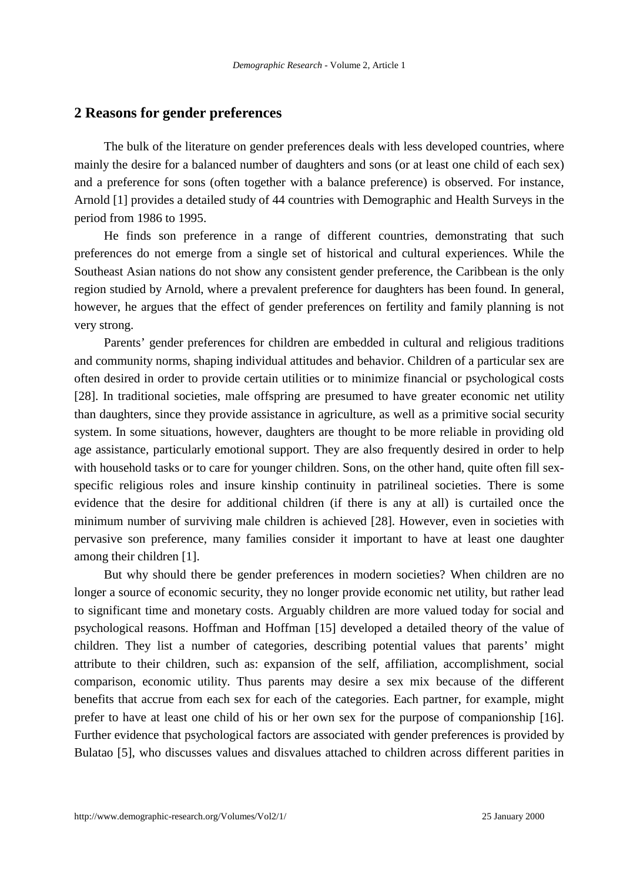## 2 Reasons for gender preferences

The bulk of the literature on gender preferences deals with less developed countries, where mainly the desire for a balanced number of daughters and sons (or at least one child of each sex) and a preference for sons (often together with a balance preference) is observed. For instance, Arnold [1] provides a detailed study of 44 countries with Demographic and Health Surveys in the period from 1986 to 1995.

He finds son preference in a range of different countries, demonstrating that such preferences do not emerge from a single set of historical and cultural experiences. While the Southeast Asian nations do not show any consistent gender preference, the Caribbean is the only region studied by Arnold, where a prevalent preference for daughters has been found. In general, however, he argues that the effect of gender preferences on fertility and family planning is not very strong.

Parents' gender preferences for children are embedded in cultural and religious traditions and community norms, shaping individual attitudes and behavior. Children of a particular sex are often desired in order to provide certain utilities or to minimize financial or psychological costs [28]. In traditional societies, male offspring are presumed to have greater economic net utility than daughters, since they provide assistance in agriculture, as well as a primitive social security system. In some situations, however, daughters are thought to be more reliable in providing old age assistance, particularly emotional support. They are also frequently desired in order to help with household tasks or to care for younger children. Sons, on the other hand, quite often fill sex-specific religious roles and insure kinship continuity in patrilineal societies. There is some evidence that the desire for additional children (if there is any at all) is curtailed once the minimum number of surviving male children is achieved [28]. However, even in societies with pervasive son preference, many families consider it important to have at least one daughter among their children [1].

But why should there be gender preferences in modern societies? When children are no longer a source of economic security, they no longer provide economic net utility, but rather lead to significant time and monetary costs. Arguably children are more valued today for social and psychological reasons. Hoffman and Hoffman [15] developed a detailed theory of the value of children. They list a number of categories, describing potential values that parents' might attribute to their children, such as: expansion of the self, affiliation, accomplishment, social comparison, economic utility. Thus parents may desire a sex mix because of the different benefits that accrue from each sex for each of the categories. Each partner, for example, might prefer to have at least one child of his or her own sex for the purpose of companionship [16]. Further evidence that psychological factors are associated with gender preferences is provided by Bulatao [5], who discusses values and disvalues attached to children across different parities in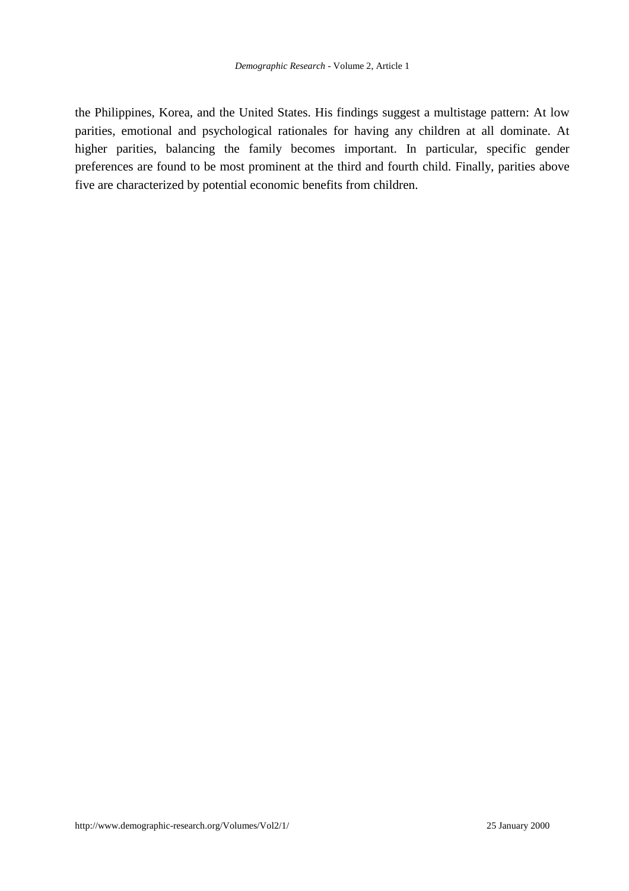the Philippines, Korea, and the United States. His findings suggest a multistage pattern: At low parities, emotional and psychological rationales for having any children at all dominate. At higher parities, balancing the family becomes important. In particular, specific gender preferences are found to be most prominent at the third and fourth child. Finally, parities above five are characterized by potential economic benefits from children.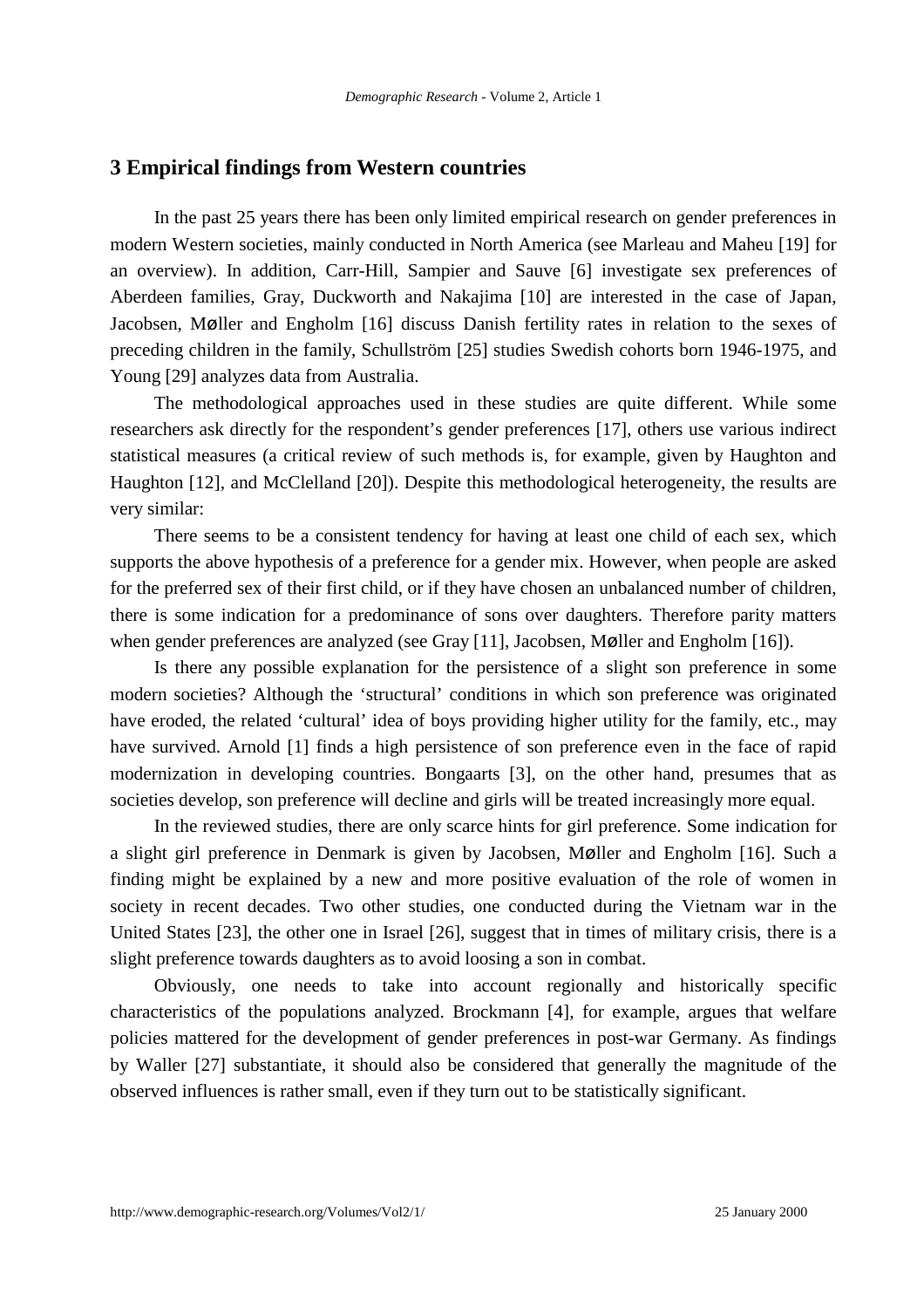## 3 Empirical findings from Western countries

In the past 25 years there has been only limited empirical research on gender preferences in modern Western societies, mainly conducted in North America (see Marleau and Maheu [19] for an overview). In addition, Carr-Hill, Sampier and Sauve [6] investigate sex preferences of Aberdeen families, Gray, Duckworth and Nakajima [10] are interested in the case of Japan, Jacobsen, Møller and Engholm [16] discuss Danish fertility rates in relation to the sexes of preceding children in the family, Schullström [25] studies Swedish cohorts born 1946-1975, and Young [29] analyzes data from Australia.

The methodological approaches used in these studies are quite different. While some researchers ask directly for the respondent's gender preferences [17], others use various indirect statistical measures (a critical review of such methods is, for example, given by Haughton and Haughton [12], and McClelland [20]). Despite this methodological heterogeneity, the results are very similar:

There seems to be a consistent tendency for having at least one child of each sex, which supports the above hypothesis of a preference for a gender mix. However, when people are asked for the preferred sex of their first child, or if they have chosen an unbalanced number of children, there is some indication for a predominance of sons over daughters. Therefore parity matters when gender preferences are analyzed (see Gray [11], Jacobsen, Møller and Engholm [16]).

Is there any possible explanation for the persistence of a slight son preference in some modern societies? Although the 'structural' conditions in which son preference was originated have eroded, the related 'cultural' idea of boys providing higher utility for the family, etc., may have survived. Arnold [1] finds a high persistence of son preference even in the face of rapid modernization in developing countries. Bongaarts [3], on the other hand, presumes that as societies develop, son preference will decline and girls will be treated increasingly more equal.

In the reviewed studies, there are only scarce hints for girl preference. Some indication for a slight girl preference in Denmark is given by Jacobsen, Møller and Engholm [16]. Such a finding might be explained by a new and more positive evaluation of the role of women in society in recent decades. Two other studies, one conducted during the Vietnam war in the United States [23], the other one in Israel [26], suggest that in times of military crisis, there is a slight preference towards daughters as to avoid loosing a son in combat.

Obviously, one needs to take into account regionally and historically specific characteristics of the populations analyzed. Brockmann [4], for example, argues that welfare policies mattered for the development of gender preferences in post-war Germany. As findings by Waller [27] substantiate, it should also be considered that generally the magnitude of the observed influences is rather small, even if they turn out to be statistically significant.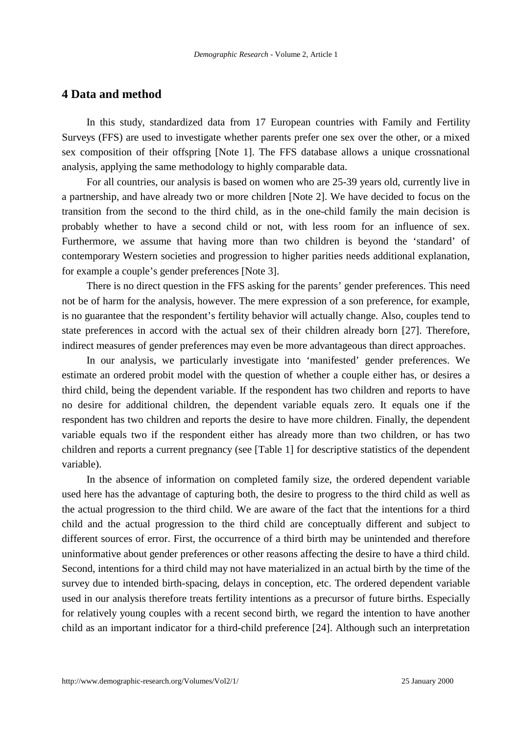## 4 Data and method

In this study, standardized data from 17 European countries with Family and Fertility Surveys (FFS) are used to investigate whether parents prefer one sex over the other, or a mixed sex composition of their offspring [Note 1]. The FFS database allows a unique crossnational analysis, applying the same methodology to highly comparable data.

For all countries, our analysis is based on women who are 25-39 years old, currently live in a partnership, and have already two or more children [Note 2]. We have decided to focus on the transition from the second to the third child, as in the one-child family the main decision is probably whether to have a second child or not, with less room for an influence of sex. Furthermore, we assume that having more than two children is beyond the 'standard' of contemporary Western societies and progression to higher parities needs additional explanation, for example a couple's gender preferences [Note 3].

There is no direct question in the FFS asking for the parents' gender preferences. This need not be of harm for the analysis, however. The mere expression of a son preference, for example, is no guarantee that the respondent's fertility behavior will actually change. Also, couples tend to state preferences in accord with the actual sex of their children already born [27]. Therefore, indirect measures of gender preferences may even be more advantageous than direct approaches.

In our analysis, we particularly investigate into 'manifested' gender preferences. We estimate an ordered probit model with the question of whether a couple either has, or desires a third child, being the dependent variable. If the respondent has two children and reports to have no desire for additional children, the dependent variable equals zero. It equals one if the respondent has two children and reports the desire to have more children. Finally, the dependent variable equals two if the respondent either has already more than two children, or has two children and reports a current pregnancy (see [Table 1] for descriptive statistics of the dependent variable).

In the absence of information on completed family size, the ordered dependent variable used here has the advantage of capturing both, the desire to progress to the third child as well as the actual progression to the third child. We are aware of the fact that the intentions for a third child and the actual progression to the third child are conceptually different and subject to different sources of error. First, the occurrence of a third birth may be unintended and therefore uninformative about gender preferences or other reasons affecting the desire to have a third child. Second, intentions for a third child may not have materialized in an actual birth by the time of the survey due to intended birth-spacing, delays in conception, etc. The ordered dependent variable used in our analysis therefore treats fertility intentions as a precursor of future births. Especially for relatively young couples with a recent second birth, we regard the intention to have another child as an important indicator for a third-child preference [24]. Although such an interpretation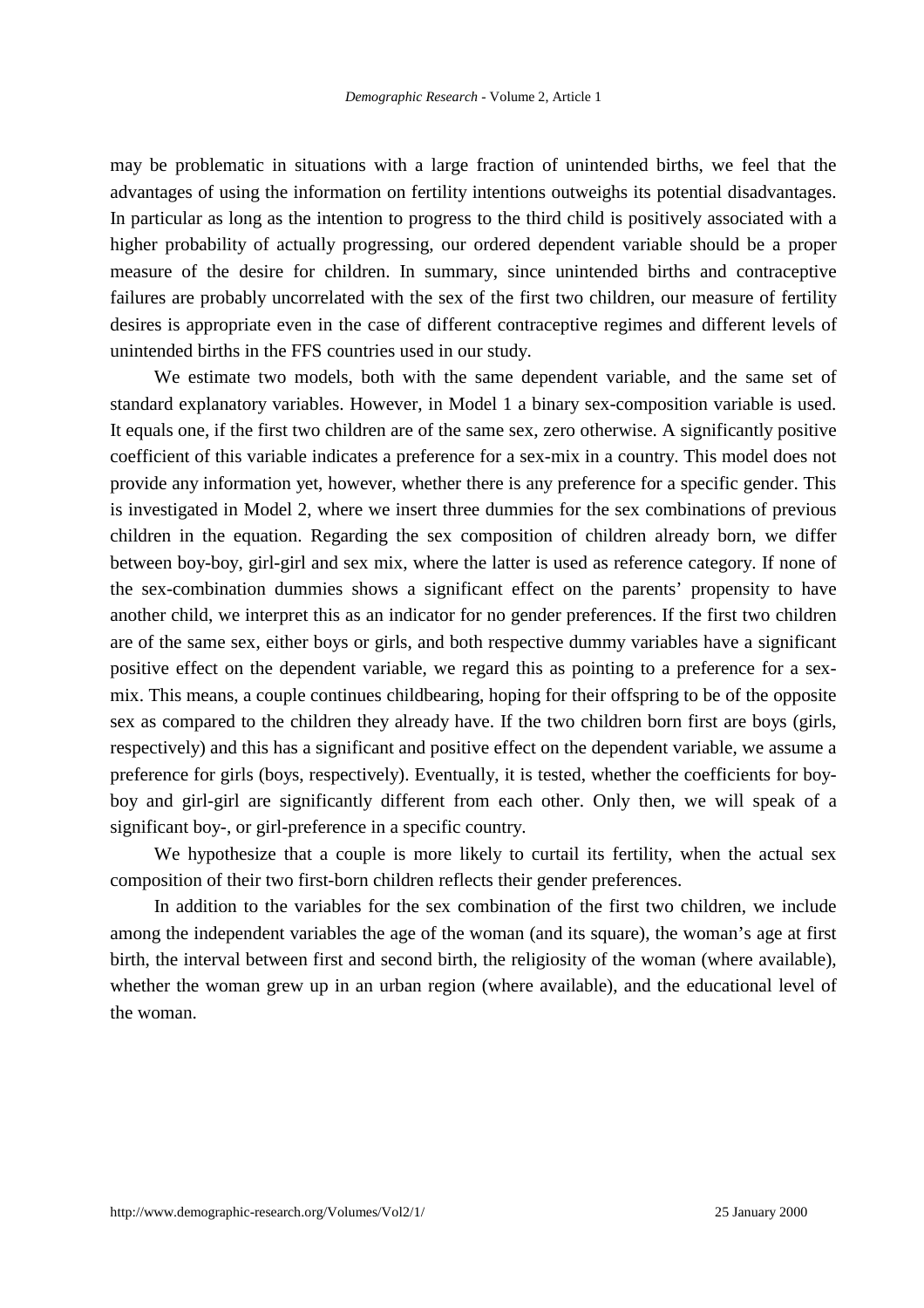may be problematic in situations with a large fraction of unintended births, we feel that the advantages of using the information on fertility intentions outweighs its potential disadvantages. In particular as long as the intention to progress to the third child is positively associated with a higher probability of actually progressing, our ordered dependent variable should be a proper measure of the desire for children. In summary, since unintended births and contraceptive failures are probably uncorrelated with the sex of the first two children, our measure of fertility desires is appropriate even in the case of different contraceptive regimes and different levels of unintended births in the FFS countries used in our study.

We estimate two models, both with the same dependent variable, and the same set of standard explanatory variables. However, in Model 1 a binary sex-composition variable is used. It equals one, if the first two children are of the same sex, zero otherwise. A significantly positive coefficient of this variable indicates a preference for a sex-mix in a country. This model does not provide any information yet, however, whether there is any preference for a specific gender. This is investigated in Model 2, where we insert three dummies for the sex combinations of previous children in the equation. Regarding the sex composition of children already born, we differ between boy-boy, girl-girl and sex mix, where the latter is used as reference category. If none of the sex-combination dummies shows a significant effect on the parents' propensity to have another child, we interpret this as an indicator for no gender preferences. If the first two children are of the same sex, either boys or girls, and both respective dummy variables have a significant positive effect on the dependent variable, we regard this as pointing to a preference for a sex-mix. This means, a couple continues childbearing, hoping for their offspring to be of the opposite sex as compared to the children they already have. If the two children born first are boys (girls, respectively) and this has a significant and positive effect on the dependent variable, we assume a preference for girls (boys, respectively). Eventually, it is tested, whether the coefficients for boy-boy and girl-girl are significantly different from each other. Only then, we will speak of a significant boy-, or girl-preference in a specific country.

We hypothesize that a couple is more likely to curtail its fertility, when the actual sex composition of their two first-born children reflects their gender preferences.

In addition to the variables for the sex combination of the first two children, we include among the independent variables the age of the woman (and its square), the woman's age at first birth, the interval between first and second birth, the religiosity of the woman (where available), whether the woman grew up in an urban region (where available), and the educational level of the woman.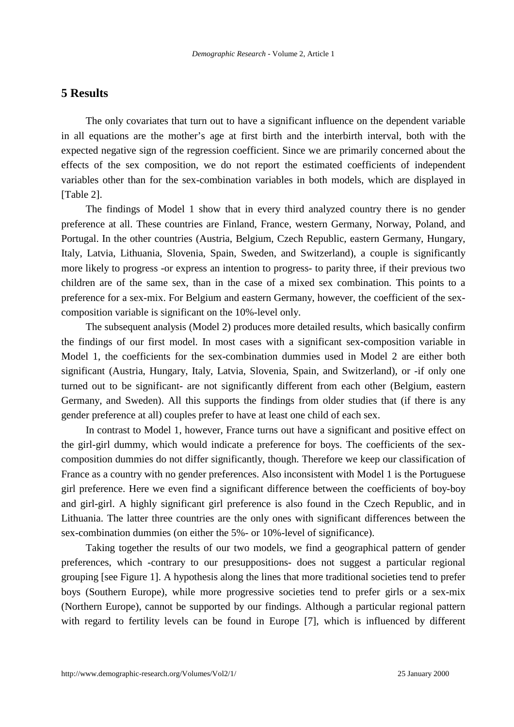## 5 Results

The only covariates that turn out to have a significant influence on the dependent variable in all equations are the mother's age at first birth and the interbirth interval, both with the expected negative sign of the regression coefficient. Since we are primarily concerned about the effects of the sex composition, we do not report the estimated coefficients of independent variables other than for the sex-combination variables in both models, which are displayed in [Table 2].

The findings of Model 1 show that in every third analyzed country there is no gender preference at all. These countries are Finland, France, western Germany, Norway, Poland, and Portugal. In the other countries (Austria, Belgium, Czech Republic, eastern Germany, Hungary, Italy, Latvia, Lithuania, Slovenia, Spain, Sweden, and Switzerland), a couple is significantly more likely to progress -or express an intention to progress- to parity three, if their previous two children are of the same sex, than in the case of a mixed sex combination. This points to a preference for a sex-mix. For Belgium and eastern Germany, however, the coefficient of the sex-composition variable is significant on the 10%-level only.

The subsequent analysis (Model 2) produces more detailed results, which basically confirm the findings of our first model. In most cases with a significant sex-composition variable in Model 1, the coefficients for the sex-combination dummies used in Model 2 are either both significant (Austria, Hungary, Italy, Latvia, Slovenia, Spain, and Switzerland), or -if only one turned out to be significant- are not significantly different from each other (Belgium, eastern Germany, and Sweden). All this supports the findings from older studies that (if there is any gender preference at all) couples prefer to have at least one child of each sex.

In contrast to Model 1, however, France turns out have a significant and positive effect on the girl-girl dummy, which would indicate a preference for boys. The coefficients of the sex-composition dummies do not differ significantly, though. Therefore we keep our classification of France as a country with no gender preferences. Also inconsistent with Model 1 is the Portuguese girl preference. Here we even find a significant difference between the coefficients of boy-boy and girl-girl. A highly significant girl preference is also found in the Czech Republic, and in Lithuania. The latter three countries are the only ones with significant differences between the sex-combination dummies (on either the 5%- or 10%-level of significance).

Taking together the results of our two models, we find a geographical pattern of gender preferences, which -contrary to our presuppositions- does not suggest a particular regional grouping [see Figure 1]. A hypothesis along the lines that more traditional societies tend to prefer boys (Southern Europe), while more progressive societies tend to prefer girls or a sex-mix (Northern Europe), cannot be supported by our findings. Although a particular regional pattern with regard to fertility levels can be found in Europe [7], which is influenced by different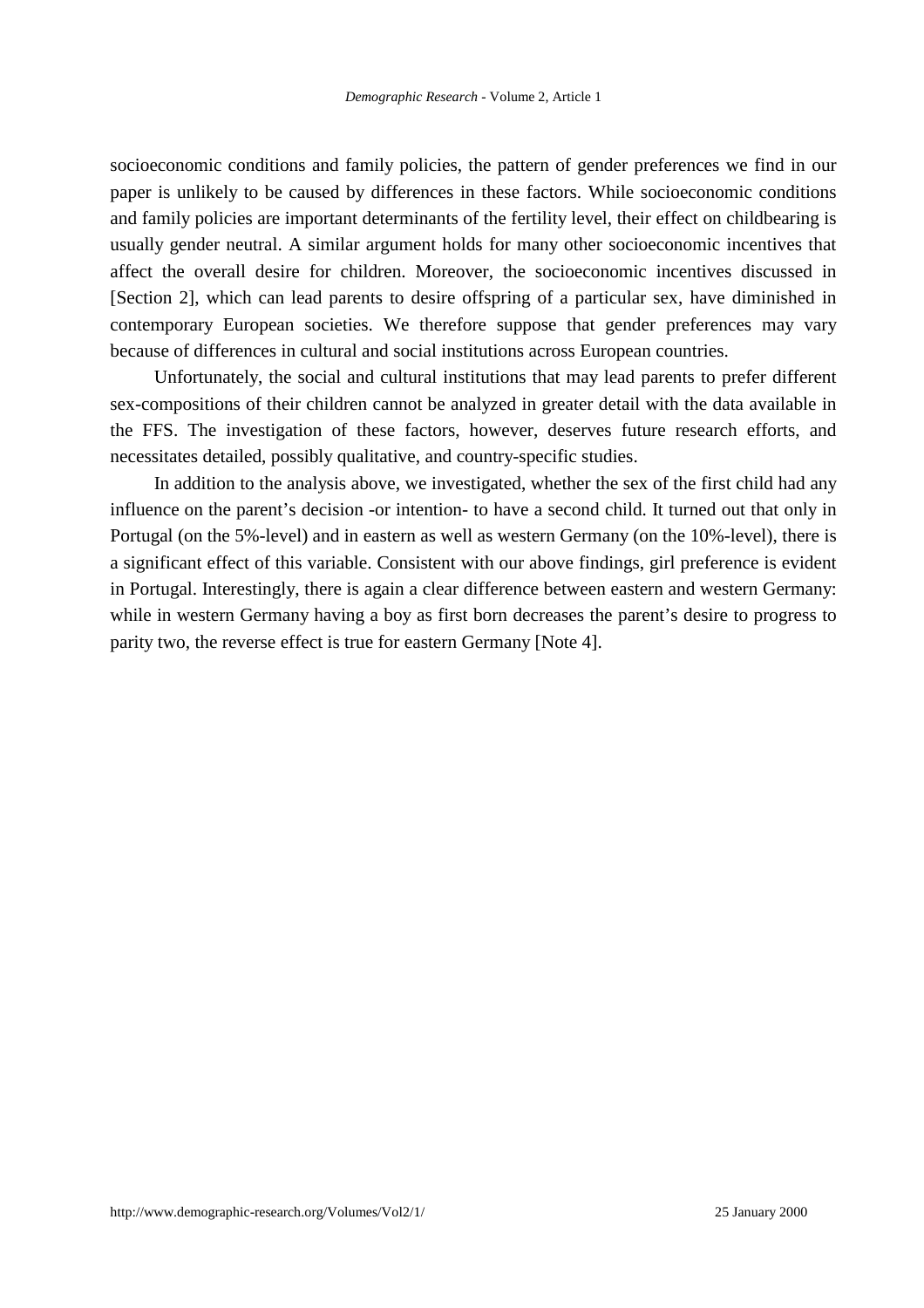socioeconomic conditions and family policies, the pattern of gender preferences we find in our paper is unlikely to be caused by differences in these factors. While socioeconomic conditions and family policies are important determinants of the fertility level, their effect on childbearing is usually gender neutral. A similar argument holds for many other socioeconomic incentives that affect the overall desire for children. Moreover, the socioeconomic incentives discussed in [Section 2], which can lead parents to desire offspring of a particular sex, have diminished in contemporary European societies. We therefore suppose that gender preferences may vary because of differences in cultural and social institutions across European countries.

Unfortunately, the social and cultural institutions that may lead parents to prefer different sex-compositions of their children cannot be analyzed in greater detail with the data available in the FFS. The investigation of these factors, however, deserves future research efforts, and necessitates detailed, possibly qualitative, and country-specific studies.

In addition to the analysis above, we investigated, whether the sex of the first child had any influence on the parent's decision -or intention- to have a second child. It turned out that only in Portugal (on the 5%-level) and in eastern as well as western Germany (on the 10%-level), there is a significant effect of this variable. Consistent with our above findings, girl preference is evident in Portugal. Interestingly, there is again a clear difference between eastern and western Germany: while in western Germany having a boy as first born decreases the parent's desire to progress to parity two, the reverse effect is true for eastern Germany [Note 4].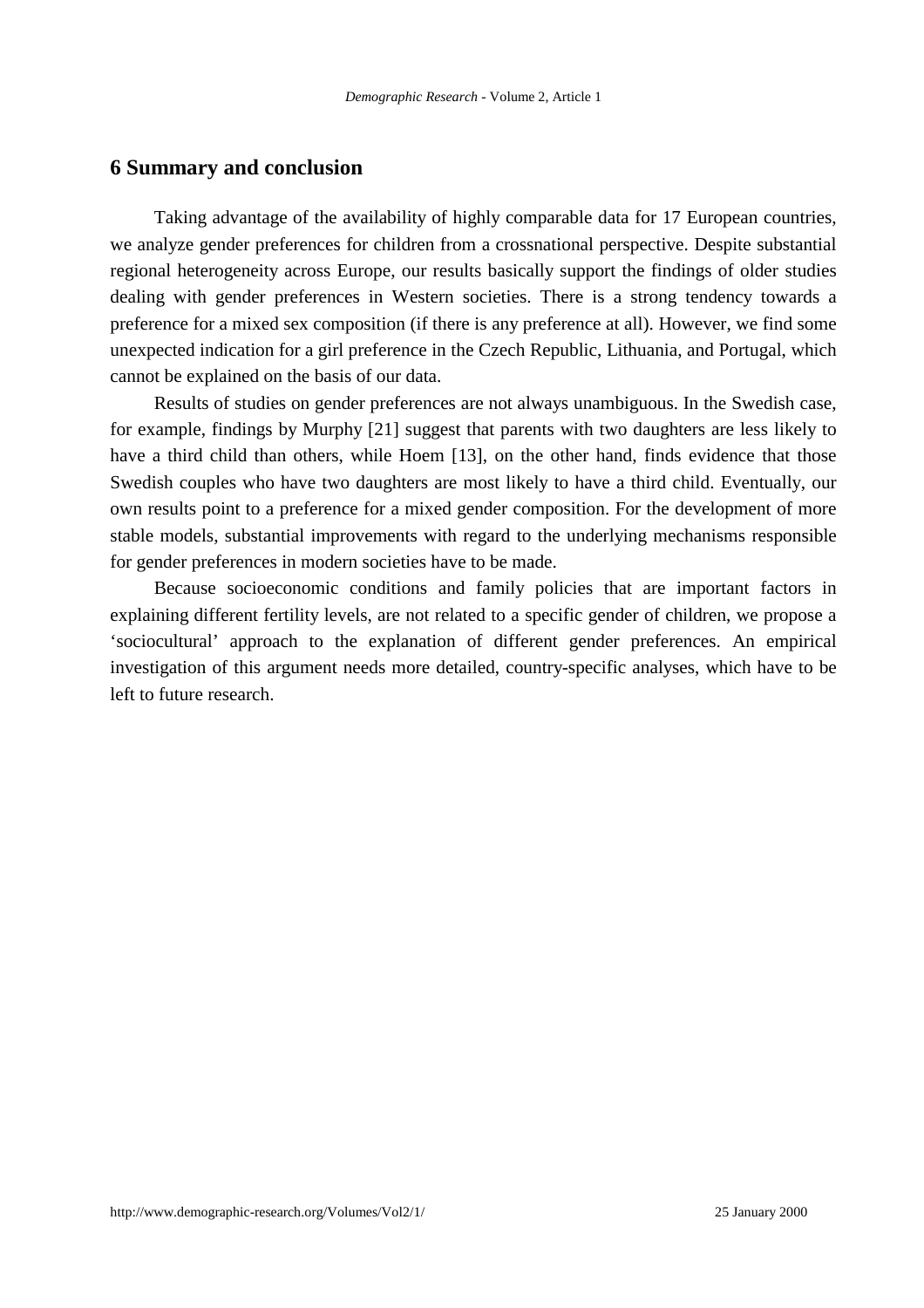## 6 Summary and conclusion

Taking advantage of the availability of highly comparable data for 17 European countries, we analyze gender preferences for children from a crossnational perspective. Despite substantial regional heterogeneity across Europe, our results basically support the findings of older studies dealing with gender preferences in Western societies. There is a strong tendency towards a preference for a mixed sex composition (if there is any preference at all). However, we find some unexpected indication for a girl preference in the Czech Republic, Lithuania, and Portugal, which cannot be explained on the basis of our data.

Results of studies on gender preferences are not always unambiguous. In the Swedish case, for example, findings by Murphy [21] suggest that parents with two daughters are less likely to have a third child than others, while Hoem [13], on the other hand, finds evidence that those Swedish couples who have two daughters are most likely to have a third child. Eventually, our own results point to a preference for a mixed gender composition. For the development of more stable models, substantial improvements with regard to the underlying mechanisms responsible for gender preferences in modern societies have to be made.

Because socioeconomic conditions and family policies that are important factors in explaining different fertility levels, are not related to a specific gender of children, we propose a 'sociocultural' approach to the explanation of different gender preferences. An empirical investigation of this argument needs more detailed, country-specific analyses, which have to be left to future research.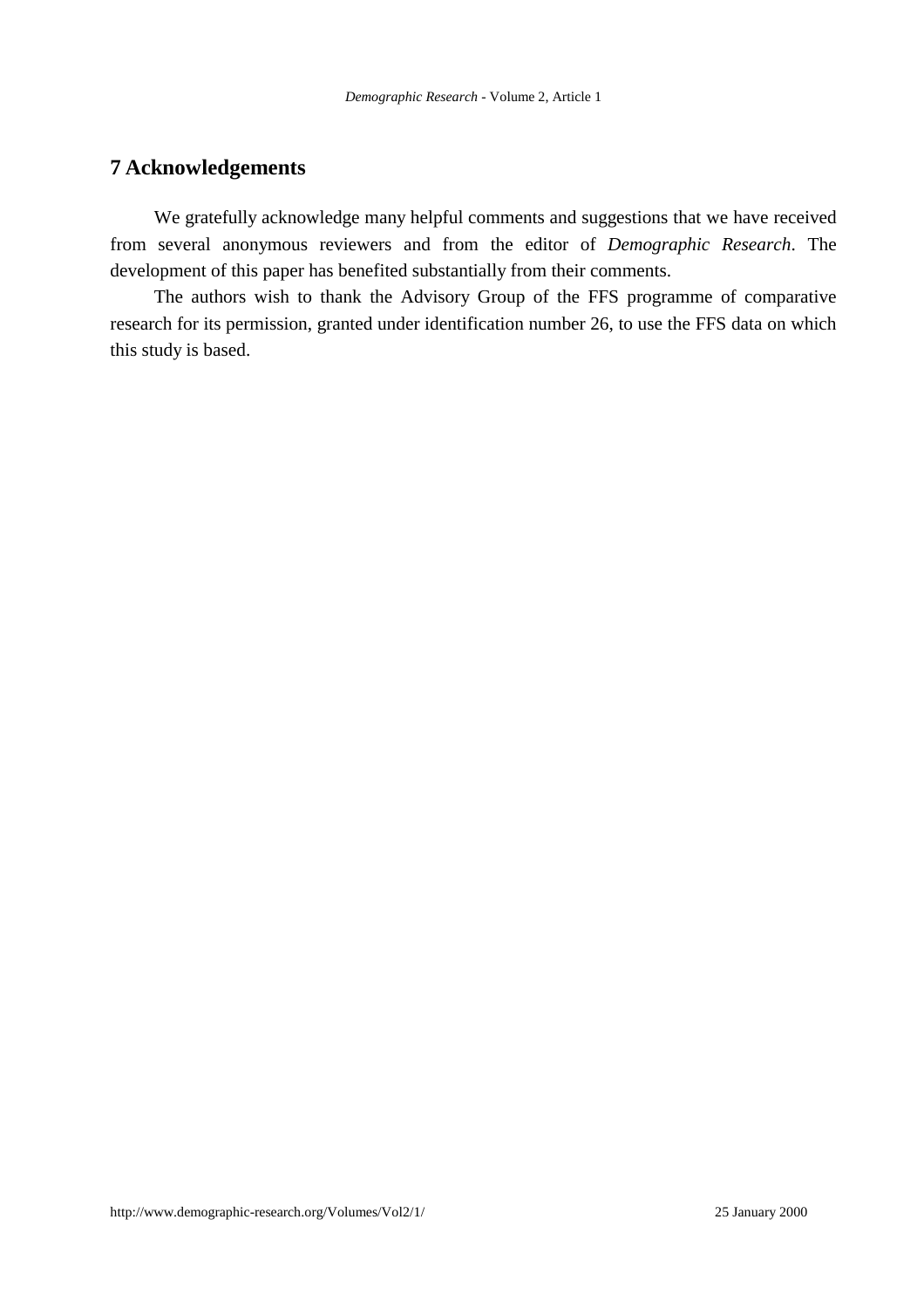## 7 Acknowledgements

We gratefully acknowledge many helpful comments and suggestions that we have received from several anonymous reviewers and from the editor of *Demographic Research*. The development of this paper has benefited substantially from their comments.

The authors wish to thank the Advisory Group of the FFS programme of comparative research for its permission, granted under identification number 26, to use the FFS data on which this study is based.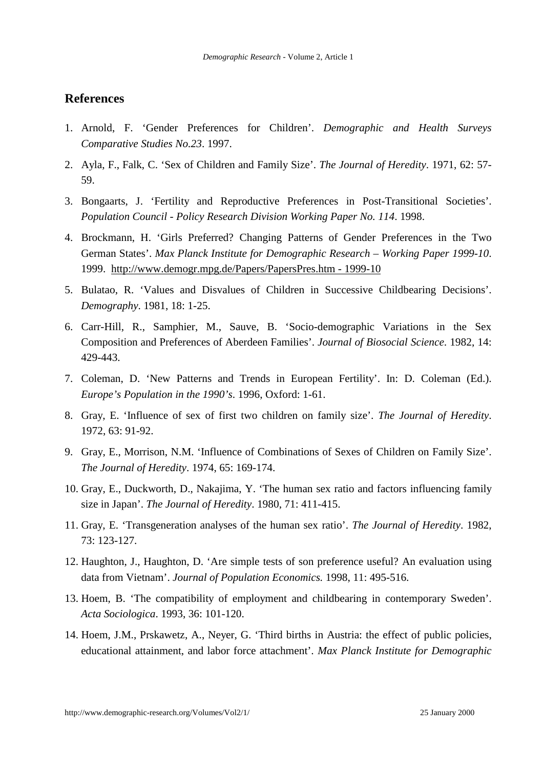## References

1. Arnold, F. 'Gender Preferences for Children'. *Demographic and Health Surveys Comparative Studies No.23*. 1997.
2. Ayla, F., Falk, C. 'Sex of Children and Family Size'. *The Journal of Heredity*. 1971, 62: 57-59.
3. Bongaarts, J. 'Fertility and Reproductive Preferences in Post-Transitional Societies'. *Population Council - Policy Research Division Working Paper No. 114*. 1998.
4. Brockmann, H. 'Girls Preferred? Changing Patterns of Gender Preferences in the Two German States'. *Max Planck Institute for Demographic Research – Working Paper 1999-10*. 1999. http://www.demogr.mpg.de/Papers/PapersPres.htm - 1999-10
5. Bulatao, R. 'Values and Disvalues of Children in Successive Childbearing Decisions'. *Demography*. 1981, 18: 1-25.
6. Carr-Hill, R., Samphier, M., Sauve, B. 'Socio-demographic Variations in the Sex Composition and Preferences of Aberdeen Families'. *Journal of Biosocial Science*. 1982, 14: 429-443.
7. Coleman, D. 'New Patterns and Trends in European Fertility'. In: D. Coleman (Ed.). *Europe's Population in the 1990's*. 1996, Oxford: 1-61.
8. Gray, E. 'Influence of sex of first two children on family size'. *The Journal of Heredity*. 1972, 63: 91-92.
9. Gray, E., Morrison, N.M. 'Influence of Combinations of Sexes of Children on Family Size'. *The Journal of Heredity*. 1974, 65: 169-174.
10. Gray, E., Duckworth, D., Nakajima, Y. 'The human sex ratio and factors influencing family size in Japan'. *The Journal of Heredity*. 1980, 71: 411-415.
11. Gray, E. 'Transgeneration analyses of the human sex ratio'. *The Journal of Heredity*. 1982, 73: 123-127.
12. Haughton, J., Haughton, D. 'Are simple tests of son preference useful? An evaluation using data from Vietnam'. *Journal of Population Economics.* 1998, 11: 495-516.
13. Hoem, B. 'The compatibility of employment and childbearing in contemporary Sweden'. *Acta Sociologica*. 1993, 36: 101-120.
14. Hoem, J.M., Prskawetz, A., Neyer, G. 'Third births in Austria: the effect of public policies, educational attainment, and labor force attachment'. *Max Planck Institute for Demographic*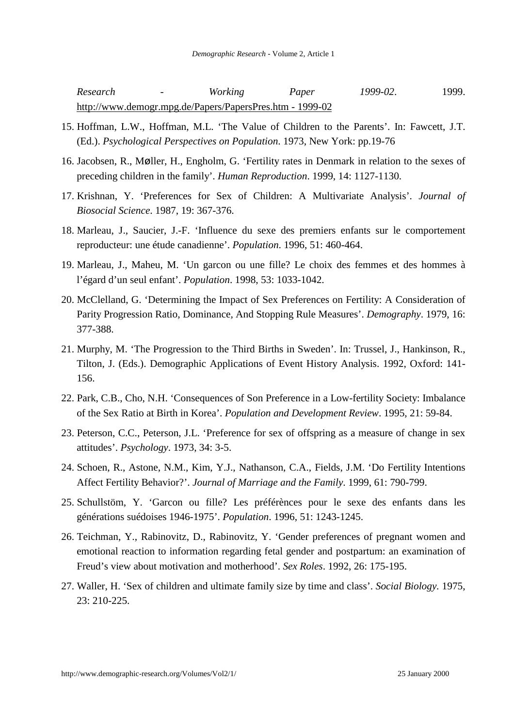*Research - Working Paper 1999-02*. 1999. http://www.demogr.mpg.de/Papers/PapersPres.htm - 1999-02

15. Hoffman, L.W., Hoffman, M.L. ‘The Value of Children to the Parents’. In: Fawcett, J.T. (Ed.). *Psychological Perspectives on Population*. 1973, New York: pp.19-76
16. Jacobsen, R., MØller, H., Engholm, G. ‘Fertility rates in Denmark in relation to the sexes of preceding children in the family’. *Human Reproduction*. 1999, 14: 1127-1130.
17. Krishnan, Y. ‘Preferences for Sex of Children: A Multivariate Analysis’. *Journal of Biosocial Science*. 1987, 19: 367-376.
18. Marleau, J., Saucier, J.-F. ‘Influence du sexe des premiers enfants sur le comportement reproducteur: une étude canadienne’. *Population*. 1996, 51: 460-464.
19. Marleau, J., Maheu, M. ‘Un garcon ou une fille? Le choix des femmes et des hommes à l’égard d’un seul enfant’. *Population*. 1998, 53: 1033-1042.
20. McClelland, G. ‘Determining the Impact of Sex Preferences on Fertility: A Consideration of Parity Progression Ratio, Dominance, And Stopping Rule Measures’. *Demography*. 1979, 16: 377-388.
21. Murphy, M. ‘The Progression to the Third Births in Sweden’. In: Trussel, J., Hankinson, R., Tilton, J. (Eds.). Demographic Applications of Event History Analysis. 1992, Oxford: 141-156.
22. Park, C.B., Cho, N.H. ‘Consequences of Son Preference in a Low-fertility Society: Imbalance of the Sex Ratio at Birth in Korea’. *Population and Development Review*. 1995, 21: 59-84.
23. Peterson, C.C., Peterson, J.L. ‘Preference for sex of offspring as a measure of change in sex attitudes’. *Psychology*. 1973, 34: 3-5.
24. Schoen, R., Astone, N.M., Kim, Y.J., Nathanson, C.A., Fields, J.M. ‘Do Fertility Intentions Affect Fertility Behavior?’. *Journal of Marriage and the Family*. 1999, 61: 790-799.
25. Schullstöm, Y. ‘Garcon ou fille? Les préférènces pour le sexe des enfants dans les générations suédoises 1946-1975’. *Population*. 1996, 51: 1243-1245.
26. Teichman, Y., Rabinovitz, D., Rabinovitz, Y. ‘Gender preferences of pregnant women and emotional reaction to information regarding fetal gender and postpartum: an examination of Freud’s view about motivation and motherhood’. *Sex Roles*. 1992, 26: 175-195.
27. Waller, H. ‘Sex of children and ultimate family size by time and class’. *Social Biology*. 1975, 23: 210-225.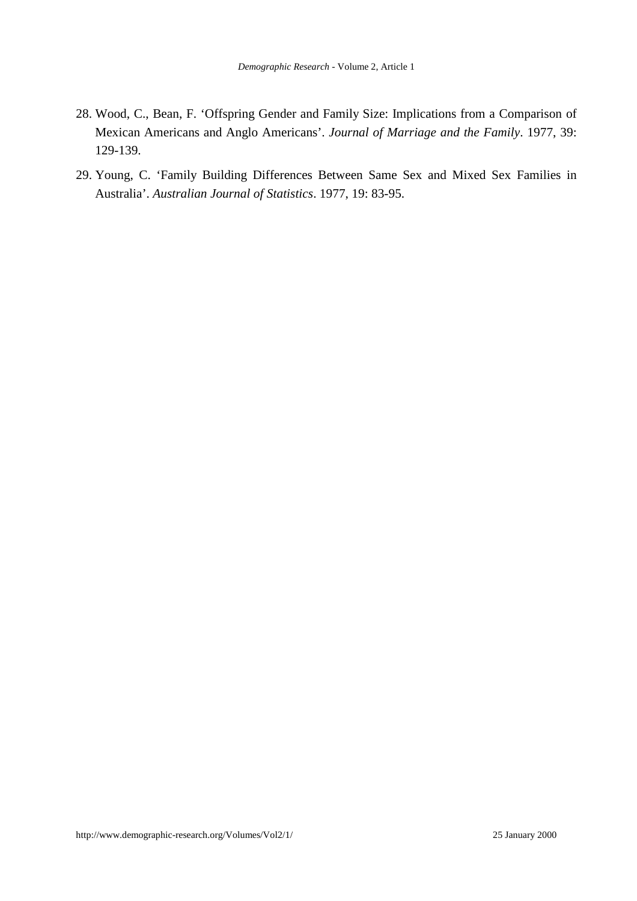28. Wood, C., Bean, F. 'Offspring Gender and Family Size: Implications from a Comparison of Mexican Americans and Anglo Americans'. *Journal of Marriage and the Family*. 1977, 39: 129-139.

29. Young, C. 'Family Building Differences Between Same Sex and Mixed Sex Families in Australia'. *Australian Journal of Statistics*. 1977, 19: 83-95.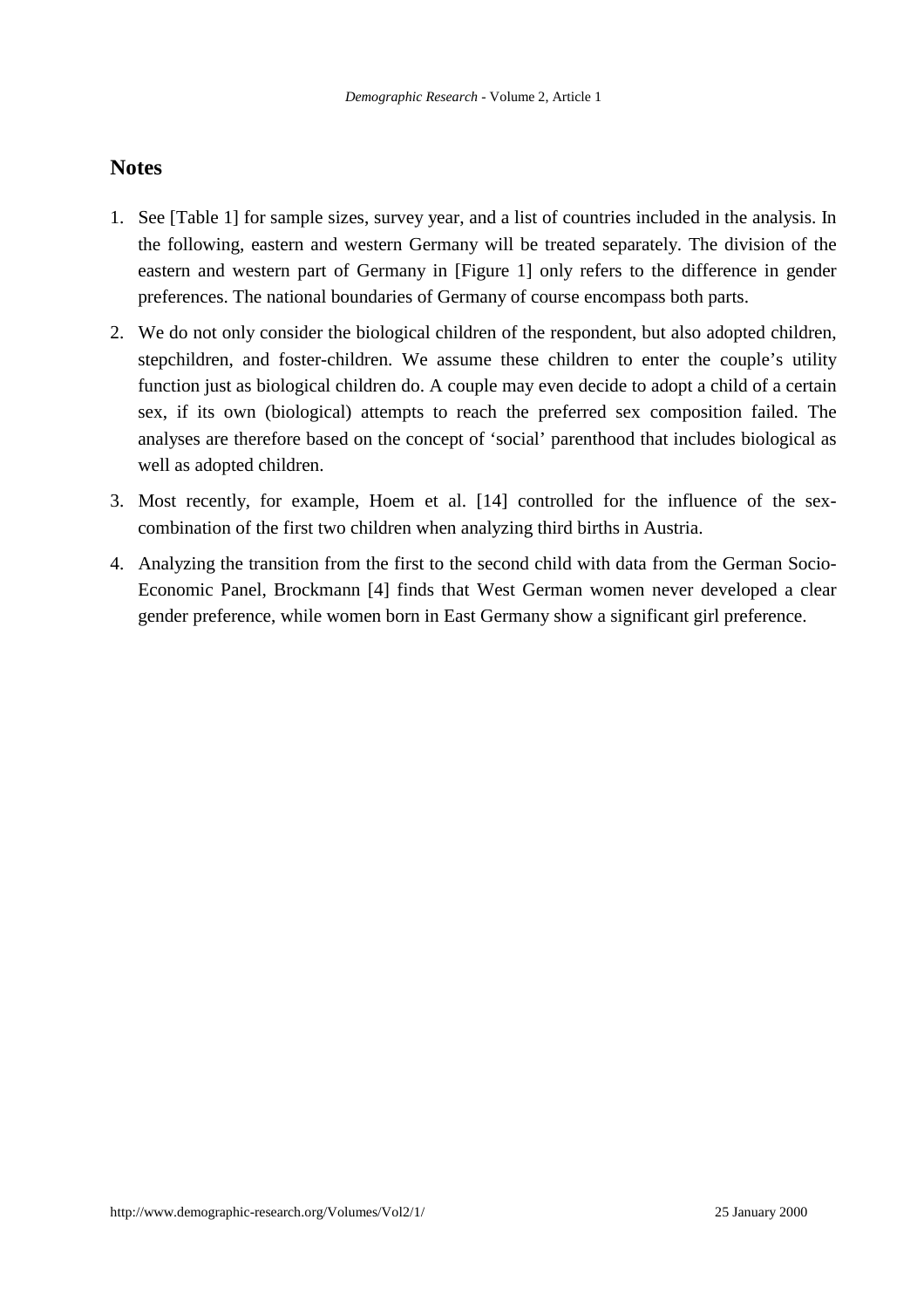## Notes

1. See [Table 1] for sample sizes, survey year, and a list of countries included in the analysis. In the following, eastern and western Germany will be treated separately. The division of the eastern and western part of Germany in [Figure 1] only refers to the difference in gender preferences. The national boundaries of Germany of course encompass both parts.
2. We do not only consider the biological children of the respondent, but also adopted children, stepchildren, and foster-children. We assume these children to enter the couple's utility function just as biological children do. A couple may even decide to adopt a child of a certain sex, if its own (biological) attempts to reach the preferred sex composition failed. The analyses are therefore based on the concept of 'social' parenthood that includes biological as well as adopted children.
3. Most recently, for example, Hoem et al. [14] controlled for the influence of the sex-combination of the first two children when analyzing third births in Austria.
4. Analyzing the transition from the first to the second child with data from the German Socio-Economic Panel, Brockmann [4] finds that West German women never developed a clear gender preference, while women born in East Germany show a significant girl preference.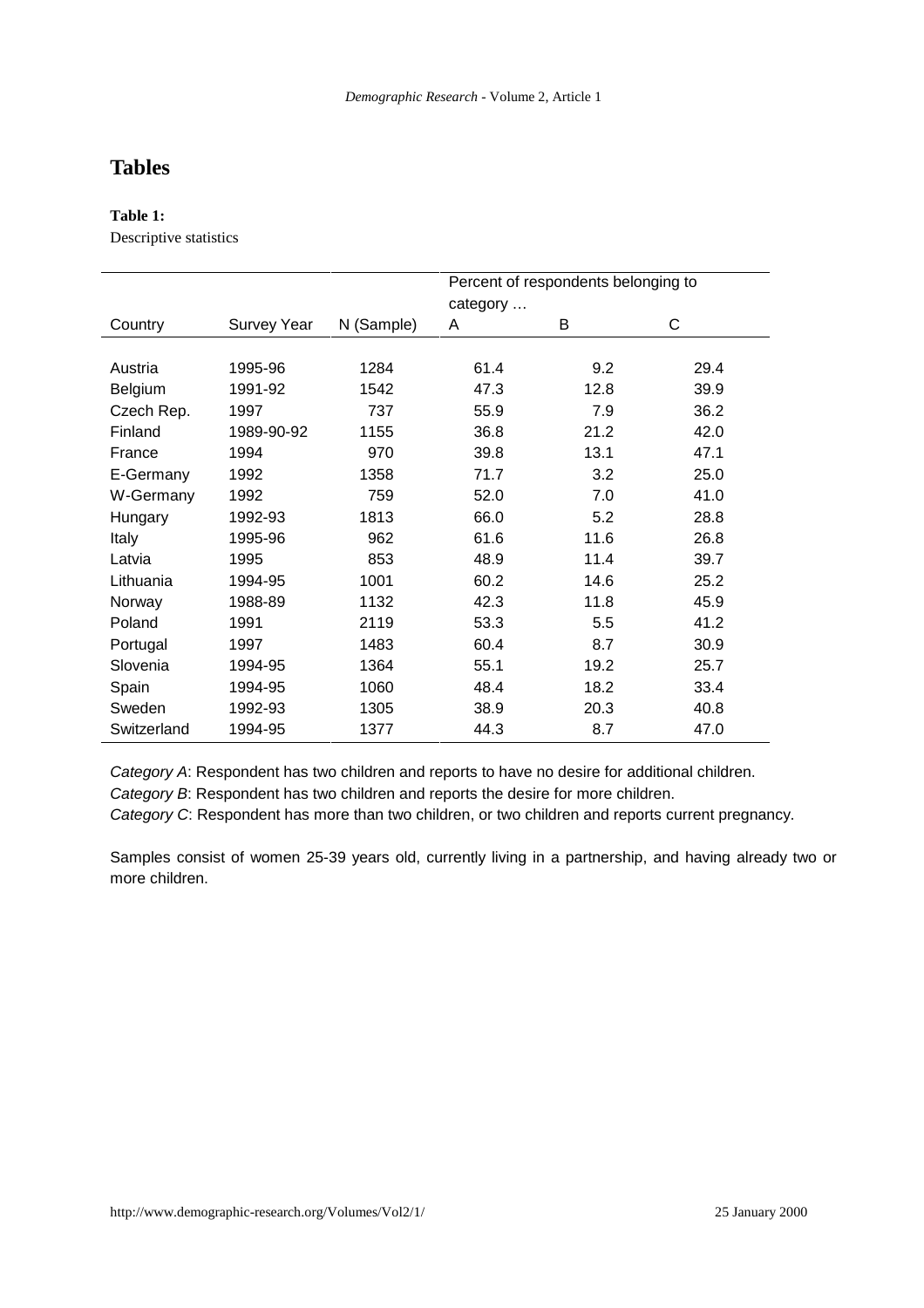# Tables

**Table 1:**
Descriptive statistics

| Country | Survey Year | N (Sample) | Percent of respondents belonging to category … A | B | C |
|---|---|---|---|---|---|
| Austria | 1995-96 | 1284 | 61.4 | 9.2 | 29.4 |
| Belgium | 1991-92 | 1542 | 47.3 | 12.8 | 39.9 |
| Czech Rep. | 1997 | 737 | 55.9 | 7.9 | 36.2 |
| Finland | 1989-90-92 | 1155 | 36.8 | 21.2 | 42.0 |
| France | 1994 | 970 | 39.8 | 13.1 | 47.1 |
| E-Germany | 1992 | 1358 | 71.7 | 3.2 | 25.0 |
| W-Germany | 1992 | 759 | 52.0 | 7.0 | 41.0 |
| Hungary | 1992-93 | 1813 | 66.0 | 5.2 | 28.8 |
| Italy | 1995-96 | 962 | 61.6 | 11.6 | 26.8 |
| Latvia | 1995 | 853 | 48.9 | 11.4 | 39.7 |
| Lithuania | 1994-95 | 1001 | 60.2 | 14.6 | 25.2 |
| Norway | 1988-89 | 1132 | 42.3 | 11.8 | 45.9 |
| Poland | 1991 | 2119 | 53.3 | 5.5 | 41.2 |
| Portugal | 1997 | 1483 | 60.4 | 8.7 | 30.9 |
| Slovenia | 1994-95 | 1364 | 55.1 | 19.2 | 25.7 |
| Spain | 1994-95 | 1060 | 48.4 | 18.2 | 33.4 |
| Sweden | 1992-93 | 1305 | 38.9 | 20.3 | 40.8 |
| Switzerland | 1994-95 | 1377 | 44.3 | 8.7 | 47.0 |

*Category A*: Respondent has two children and reports to have no desire for additional children.
*Category B*: Respondent has two children and reports the desire for more children.
*Category C*: Respondent has more than two children, or two children and reports current pregnancy.

Samples consist of women 25-39 years old, currently living in a partnership, and having already two or more children.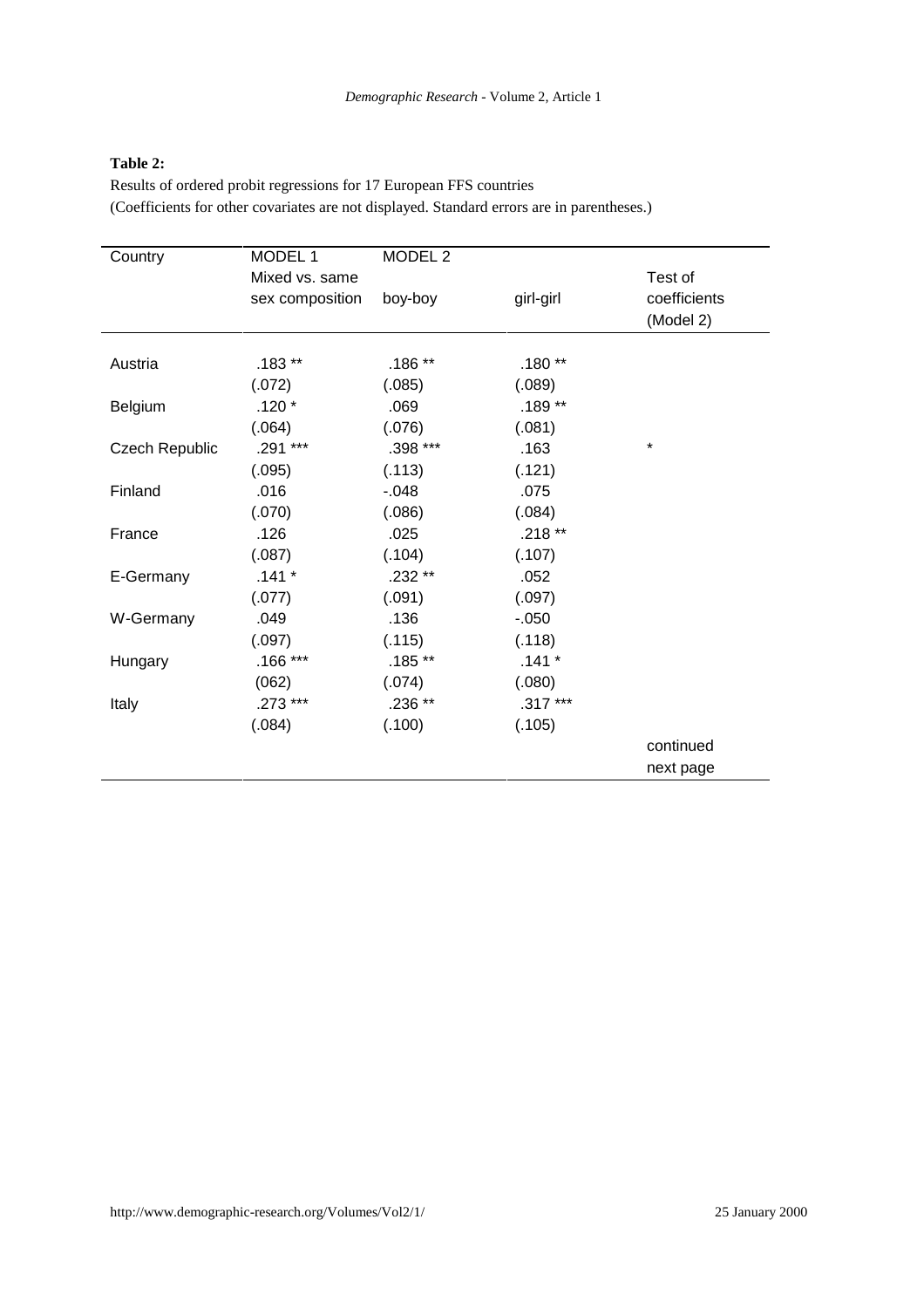**Table 2:**

Results of ordered probit regressions for 17 European FFS countries

(Coefficients for other covariates are not displayed. Standard errors are in parentheses.)

| Country | MODEL 1<br>Mixed vs. same sex composition | MODEL 2<br>boy-boy | girl-girl | Test of coefficients (Model 2) |
|---|---|---|---|---|
| Austria | .183 ** | .186 ** | .180 ** | |
| | (.072) | (.085) | (.089) | |
| Belgium | .120 * | .069 | .189 ** | |
| | (.064) | (.076) | (.081) | |
| Czech Republic | .291 *** | .398 *** | .163 | * |
| | (.095) | (.113) | (.121) | |
| Finland | .016 | -.048 | .075 | |
| | (.070) | (.086) | (.084) | |
| France | .126 | .025 | .218 ** | |
| | (.087) | (.104) | (.107) | |
| E-Germany | .141 * | .232 ** | .052 | |
| | (.077) | (.091) | (.097) | |
| W-Germany | .049 | .136 | -.050 | |
| | (.097) | (.115) | (.118) | |
| Hungary | .166 *** | .185 ** | .141 * | |
| | (062) | (.074) | (.080) | |
| Italy | .273 *** | .236 ** | .317 *** | |
| | (.084) | (.100) | (.105) | |
| | | | | continued next page |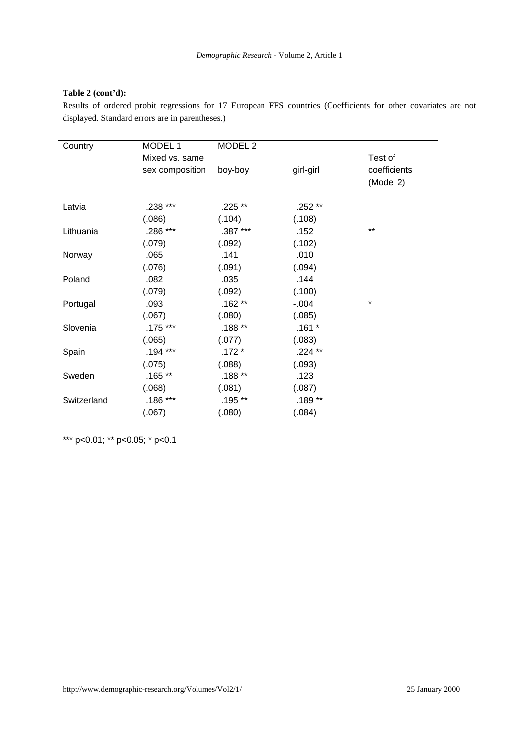**Table 2 (cont'd):**

Results of ordered probit regressions for 17 European FFS countries (Coefficients for other covariates are not displayed. Standard errors are in parentheses.)

| Country | MODEL 1 Mixed vs. same sex composition | MODEL 2 boy-boy | girl-girl | Test of coefficients (Model 2) |
|---|---|---|---|---|
| Latvia | .238 *** | .225 ** | .252 ** | |
| | (.086) | (.104) | (.108) | |
| Lithuania | .286 *** | .387 *** | .152 | ** |
| | (.079) | (.092) | (.102) | |
| Norway | .065 | .141 | .010 | |
| | (.076) | (.091) | (.094) | |
| Poland | .082 | .035 | .144 | |
| | (.079) | (.092) | (.100) | |
| Portugal | .093 | .162 ** | -.004 | * |
| | (.067) | (.080) | (.085) | |
| Slovenia | .175 *** | .188 ** | .161 * | |
| | (.065) | (.077) | (.083) | |
| Spain | .194 *** | .172 * | .224 ** | |
| | (.075) | (.088) | (.093) | |
| Sweden | .165 ** | .188 ** | .123 | |
| | (.068) | (.081) | (.087) | |
| Switzerland | .186 *** | .195 ** | .189 ** | |
| | (.067) | (.080) | (.084) | |

*** p<0.01; ** p<0.05; * p<0.1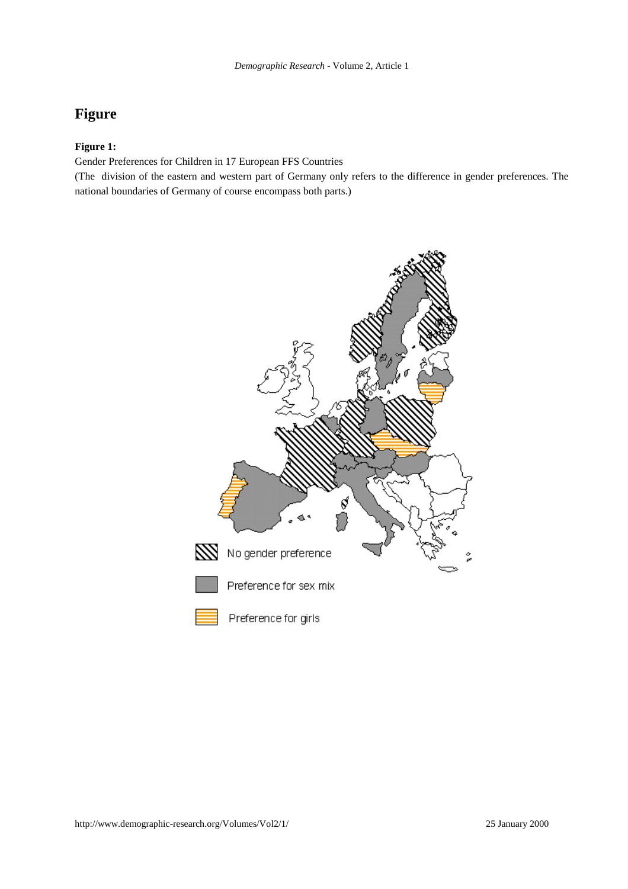# Figure

**Figure 1:**

Gender Preferences for Children in 17 European FFS Countries

(The division of the eastern and western part of Germany only refers to the difference in gender preferences. The national boundaries of Germany of course encompass both parts.)

No gender preference

Preference for sex mix

Preference for girls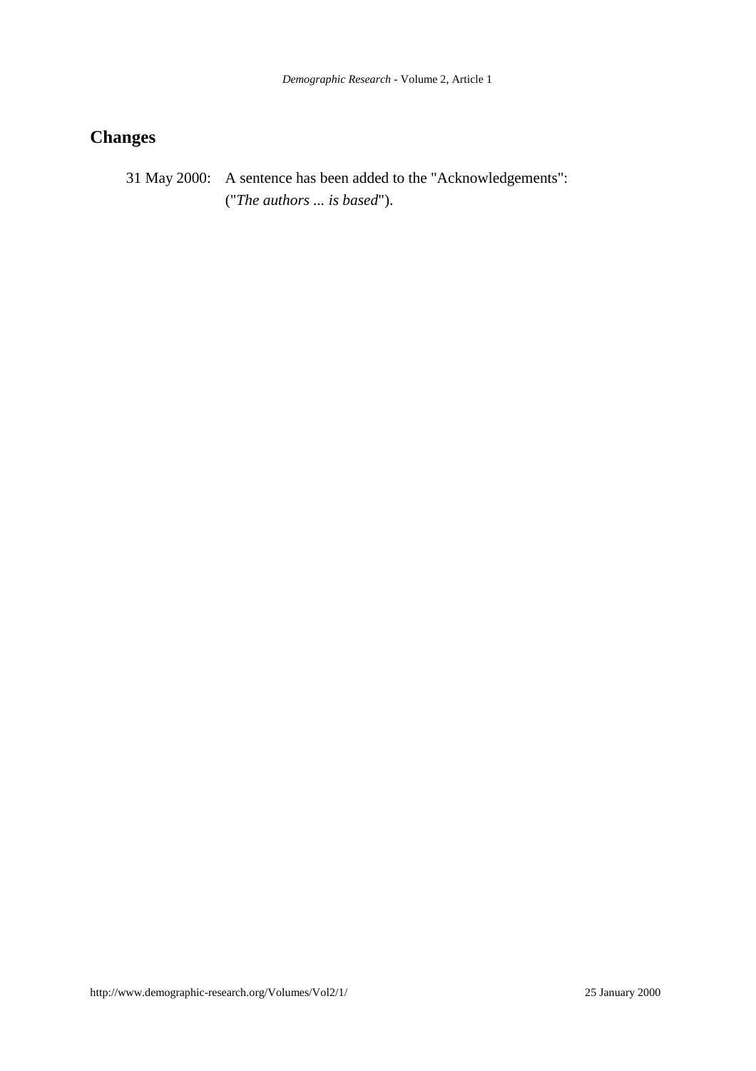## Changes

31 May 2000: A sentence has been added to the "Acknowledgements": ("*The authors ... is based*").